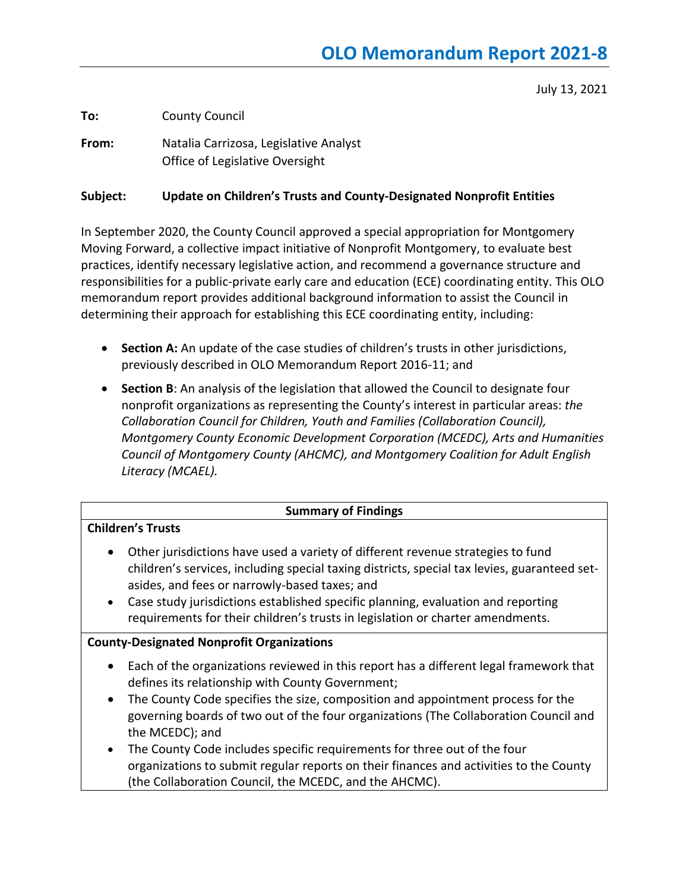# OLO Memorandum Report 2021-8

July 13, 2021

**To:** County Council

**From:** Natalia Carrizosa, Legislative Analyst
Office of Legislative Oversight

**Subject: Update on Children's Trusts and County-Designated Nonprofit Entities**

In September 2020, the County Council approved a special appropriation for Montgomery Moving Forward, a collective impact initiative of Nonprofit Montgomery, to evaluate best practices, identify necessary legislative action, and recommend a governance structure and responsibilities for a public-private early care and education (ECE) coordinating entity. This OLO memorandum report provides additional background information to assist the Council in determining their approach for establishing this ECE coordinating entity, including:

- **Section A:** An update of the case studies of children's trusts in other jurisdictions, previously described in OLO Memorandum Report 2016-11; and
- **Section B**: An analysis of the legislation that allowed the Council to designate four nonprofit organizations as representing the County's interest in particular areas: *the Collaboration Council for Children, Youth and Families (Collaboration Council), Montgomery County Economic Development Corporation (MCEDC), Arts and Humanities Council of Montgomery County (AHCMC), and Montgomery Coalition for Adult English Literacy (MCAEL).*

| Summary of Findings |
|---|
| **Children's Trusts** |
| • Other jurisdictions have used a variety of different revenue strategies to fund children's services, including special taxing districts, special tax levies, guaranteed set-asides, and fees or narrowly-based taxes; and<br>• Case study jurisdictions established specific planning, evaluation and reporting requirements for their children's trusts in legislation or charter amendments. |
| **County-Designated Nonprofit Organizations** |
| • Each of the organizations reviewed in this report has a different legal framework that defines its relationship with County Government;<br>• The County Code specifies the size, composition and appointment process for the governing boards of two out of the four organizations (The Collaboration Council and the MCEDC); and<br>• The County Code includes specific requirements for three out of the four organizations to submit regular reports on their finances and activities to the County (the Collaboration Council, the MCEDC, and the AHCMC). |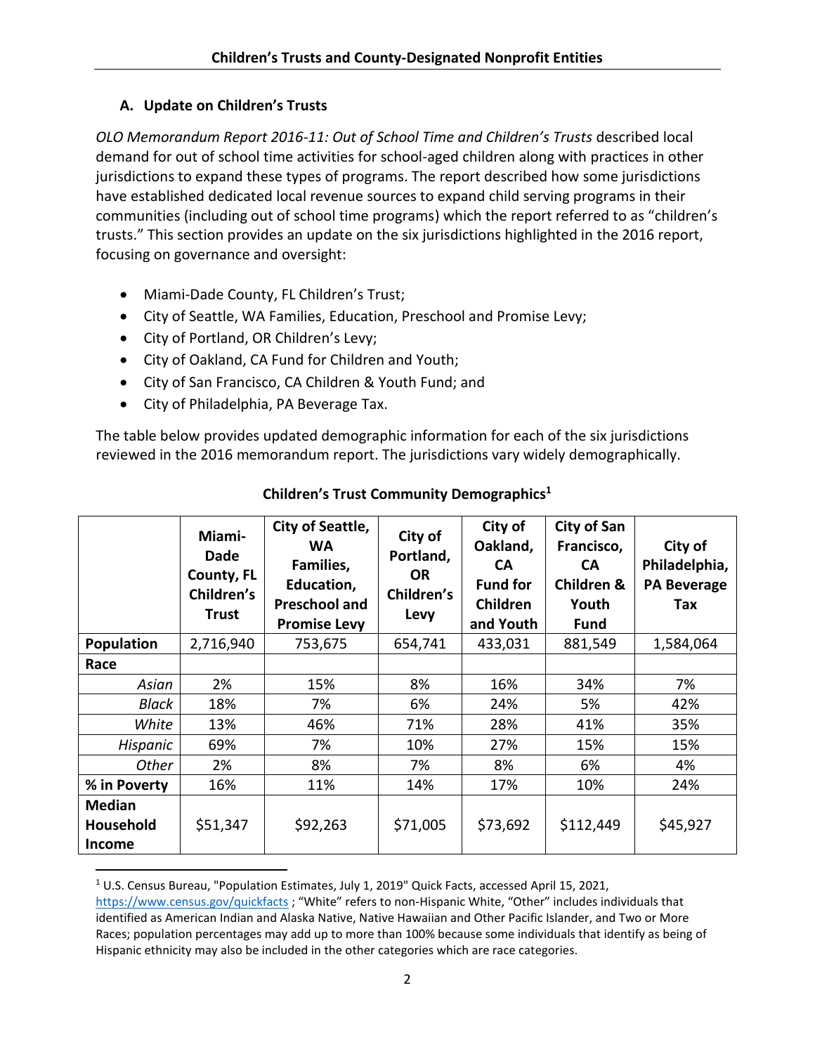### A. Update on Children's Trusts

*OLO Memorandum Report 2016-11: Out of School Time and Children's Trusts* described local demand for out of school time activities for school-aged children along with practices in other jurisdictions to expand these types of programs. The report described how some jurisdictions have established dedicated local revenue sources to expand child serving programs in their communities (including out of school time programs) which the report referred to as "children's trusts." This section provides an update on the six jurisdictions highlighted in the 2016 report, focusing on governance and oversight:

- Miami-Dade County, FL Children's Trust;
- City of Seattle, WA Families, Education, Preschool and Promise Levy;
- City of Portland, OR Children's Levy;
- City of Oakland, CA Fund for Children and Youth;
- City of San Francisco, CA Children & Youth Fund; and
- City of Philadelphia, PA Beverage Tax.

The table below provides updated demographic information for each of the six jurisdictions reviewed in the 2016 memorandum report. The jurisdictions vary widely demographically.

**Children's Trust Community Demographics[1]**

| | Miami-Dade County, FL Children's Trust | City of Seattle, WA Families, Education, Preschool and Promise Levy | City of Portland, OR Children's Levy | City of Oakland, CA Fund for Children and Youth | City of San Francisco, CA Children & Youth Fund | City of Philadelphia, PA Beverage Tax |
|---|---|---|---|---|---|---|
| **Population** | 2,716,940 | 753,675 | 654,741 | 433,031 | 881,549 | 1,584,064 |
| **Race** | | | | | | |
| *Asian* | 2% | 15% | 8% | 16% | 34% | 7% |
| *Black* | 18% | 7% | 6% | 24% | 5% | 42% |
| *White* | 13% | 46% | 71% | 28% | 41% | 35% |
| *Hispanic* | 69% | 7% | 10% | 27% | 15% | 15% |
| *Other* | 2% | 8% | 7% | 8% | 6% | 4% |
| **% in Poverty** | 16% | 11% | 14% | 17% | 10% | 24% |
| **Median Household Income** | $51,347 | $92,263 | $71,005 | $73,692 | $112,449 | $45,927 |

[1] U.S. Census Bureau, "Population Estimates, July 1, 2019" Quick Facts, accessed April 15, 2021, https://www.census.gov/quickfacts ; "White" refers to non-Hispanic White, "Other" includes individuals that identified as American Indian and Alaska Native, Native Hawaiian and Other Pacific Islander, and Two or More Races; population percentages may add up to more than 100% because some individuals that identify as being of Hispanic ethnicity may also be included in the other categories which are race categories.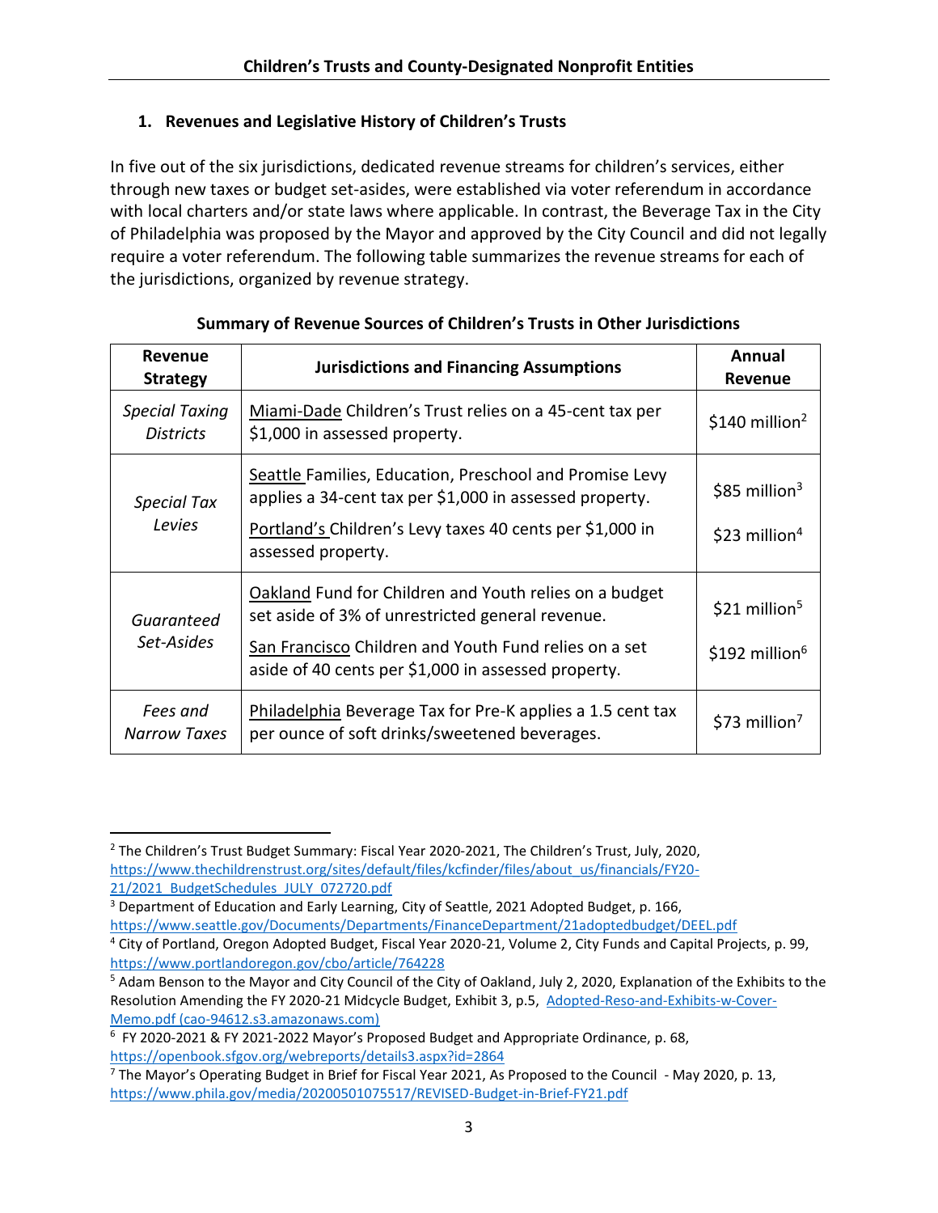## 1. Revenues and Legislative History of Children's Trusts

In five out of the six jurisdictions, dedicated revenue streams for children's services, either through new taxes or budget set-asides, were established via voter referendum in accordance with local charters and/or state laws where applicable. In contrast, the Beverage Tax in the City of Philadelphia was proposed by the Mayor and approved by the City Council and did not legally require a voter referendum. The following table summarizes the revenue streams for each of the jurisdictions, organized by revenue strategy.

**Summary of Revenue Sources of Children's Trusts in Other Jurisdictions**

| Revenue Strategy | Jurisdictions and Financing Assumptions | Annual Revenue |
|---|---|---|
| *Special Taxing Districts* | Miami-Dade Children's Trust relies on a 45-cent tax per $1,000 in assessed property. | $140 million[2] |
| *Special Tax Levies* | Seattle Families, Education, Preschool and Promise Levy applies a 34-cent tax per $1,000 in assessed property. | $85 million[3] |
| | Portland's Children's Levy taxes 40 cents per $1,000 in assessed property. | $23 million[4] |
| *Guaranteed Set-Asides* | Oakland Fund for Children and Youth relies on a budget set aside of 3% of unrestricted general revenue. | $21 million[5] |
| | San Francisco Children and Youth Fund relies on a set aside of 40 cents per $1,000 in assessed property. | $192 million[6] |
| *Fees and Narrow Taxes* | Philadelphia Beverage Tax for Pre-K applies a 1.5 cent tax per ounce of soft drinks/sweetened beverages. | $73 million[7] |

---

[2] The Children's Trust Budget Summary: Fiscal Year 2020-2021, The Children's Trust, July, 2020, https://www.thechildrenstrust.org/sites/default/files/kcfinder/files/about_us/financials/FY20-21/2021_BudgetSchedules_JULY_072720.pdf

[3] Department of Education and Early Learning, City of Seattle, 2021 Adopted Budget, p. 166, https://www.seattle.gov/Documents/Departments/FinanceDepartment/21adoptedbudget/DEEL.pdf

[4] City of Portland, Oregon Adopted Budget, Fiscal Year 2020-21, Volume 2, City Funds and Capital Projects, p. 99, https://www.portlandoregon.gov/cbo/article/764228

[5] Adam Benson to the Mayor and City Council of the City of Oakland, July 2, 2020, Explanation of the Exhibits to the Resolution Amending the FY 2020-21 Midcycle Budget, Exhibit 3, p.5, Adopted-Reso-and-Exhibits-w-Cover-Memo.pdf (cao-94612.s3.amazonaws.com)

[6] FY 2020-2021 & FY 2021-2022 Mayor's Proposed Budget and Appropriate Ordinance, p. 68, https://openbook.sfgov.org/webreports/details3.aspx?id=2864

[7] The Mayor's Operating Budget in Brief for Fiscal Year 2021, As Proposed to the Council - May 2020, p. 13, https://www.phila.gov/media/20200501075517/REVISED-Budget-in-Brief-FY21.pdf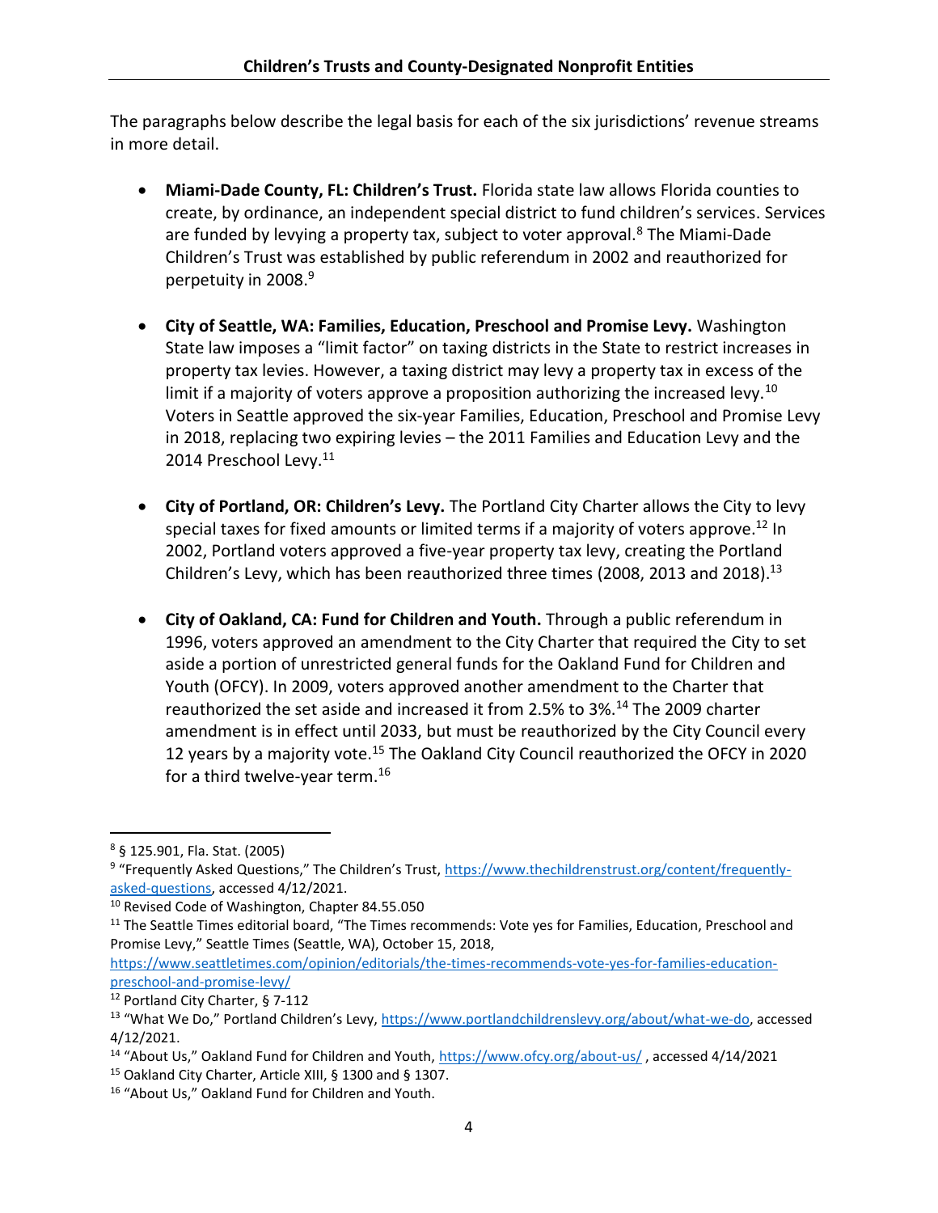The paragraphs below describe the legal basis for each of the six jurisdictions' revenue streams in more detail.

- **Miami-Dade County, FL: Children's Trust.** Florida state law allows Florida counties to create, by ordinance, an independent special district to fund children's services. Services are funded by levying a property tax, subject to voter approval.[8] The Miami-Dade Children's Trust was established by public referendum in 2002 and reauthorized for perpetuity in 2008.[9]

- **City of Seattle, WA: Families, Education, Preschool and Promise Levy.** Washington State law imposes a "limit factor" on taxing districts in the State to restrict increases in property tax levies. However, a taxing district may levy a property tax in excess of the limit if a majority of voters approve a proposition authorizing the increased levy.[10] Voters in Seattle approved the six-year Families, Education, Preschool and Promise Levy in 2018, replacing two expiring levies – the 2011 Families and Education Levy and the 2014 Preschool Levy.[11]

- **City of Portland, OR: Children's Levy.** The Portland City Charter allows the City to levy special taxes for fixed amounts or limited terms if a majority of voters approve.[12] In 2002, Portland voters approved a five-year property tax levy, creating the Portland Children's Levy, which has been reauthorized three times (2008, 2013 and 2018).[13]

- **City of Oakland, CA: Fund for Children and Youth.** Through a public referendum in 1996, voters approved an amendment to the City Charter that required the City to set aside a portion of unrestricted general funds for the Oakland Fund for Children and Youth (OFCY). In 2009, voters approved another amendment to the Charter that reauthorized the set aside and increased it from 2.5% to 3%.[14] The 2009 charter amendment is in effect until 2033, but must be reauthorized by the City Council every 12 years by a majority vote.[15] The Oakland City Council reauthorized the OFCY in 2020 for a third twelve-year term.[16]

---

[8] § 125.901, Fla. Stat. (2005)

[9] "Frequently Asked Questions," The Children's Trust, https://www.thechildrenstrust.org/content/frequently-asked-questions, accessed 4/12/2021.

[10] Revised Code of Washington, Chapter 84.55.050

[11] The Seattle Times editorial board, "The Times recommends: Vote yes for Families, Education, Preschool and Promise Levy," Seattle Times (Seattle, WA), October 15, 2018, https://www.seattletimes.com/opinion/editorials/the-times-recommends-vote-yes-for-families-education-preschool-and-promise-levy/

[12] Portland City Charter, § 7-112

[13] "What We Do," Portland Children's Levy, https://www.portlandchildrenslevy.org/about/what-we-do, accessed 4/12/2021.

[14] "About Us," Oakland Fund for Children and Youth, https://www.ofcy.org/about-us/ , accessed 4/14/2021

[15] Oakland City Charter, Article XIII, § 1300 and § 1307.

[16] "About Us," Oakland Fund for Children and Youth.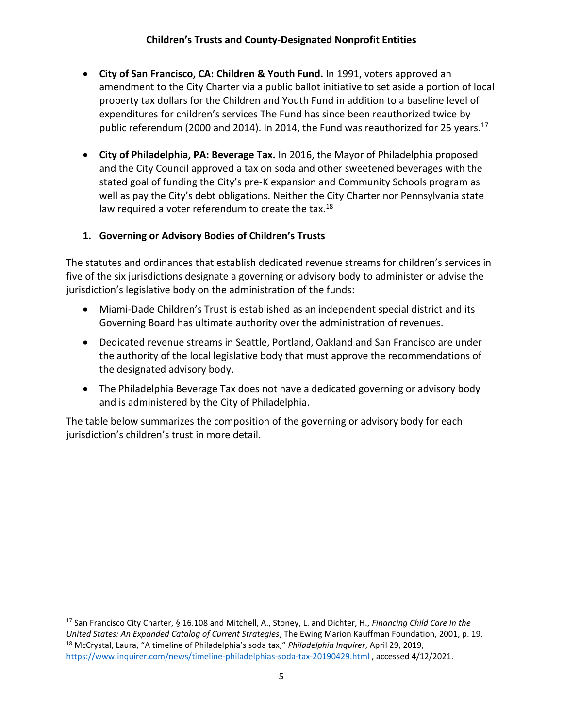- **City of San Francisco, CA: Children & Youth Fund.** In 1991, voters approved an amendment to the City Charter via a public ballot initiative to set aside a portion of local property tax dollars for the Children and Youth Fund in addition to a baseline level of expenditures for children's services The Fund has since been reauthorized twice by public referendum (2000 and 2014). In 2014, the Fund was reauthorized for 25 years.[17]

- **City of Philadelphia, PA: Beverage Tax.** In 2016, the Mayor of Philadelphia proposed and the City Council approved a tax on soda and other sweetened beverages with the stated goal of funding the City's pre-K expansion and Community Schools program as well as pay the City's debt obligations. Neither the City Charter nor Pennsylvania state law required a voter referendum to create the tax.[18]

### 1. Governing or Advisory Bodies of Children's Trusts

The statutes and ordinances that establish dedicated revenue streams for children's services in five of the six jurisdictions designate a governing or advisory body to administer or advise the jurisdiction's legislative body on the administration of the funds:

- Miami-Dade Children's Trust is established as an independent special district and its Governing Board has ultimate authority over the administration of revenues.
- Dedicated revenue streams in Seattle, Portland, Oakland and San Francisco are under the authority of the local legislative body that must approve the recommendations of the designated advisory body.
- The Philadelphia Beverage Tax does not have a dedicated governing or advisory body and is administered by the City of Philadelphia.

The table below summarizes the composition of the governing or advisory body for each jurisdiction's children's trust in more detail.

---

[17] San Francisco City Charter, § 16.108 and Mitchell, A., Stoney, L. and Dichter, H., *Financing Child Care In the United States: An Expanded Catalog of Current Strategies*, The Ewing Marion Kauffman Foundation, 2001, p. 19.

[18] McCrystal, Laura, "A timeline of Philadelphia's soda tax," *Philadelphia Inquirer*, April 29, 2019, https://www.inquirer.com/news/timeline-philadelphias-soda-tax-20190429.html , accessed 4/12/2021.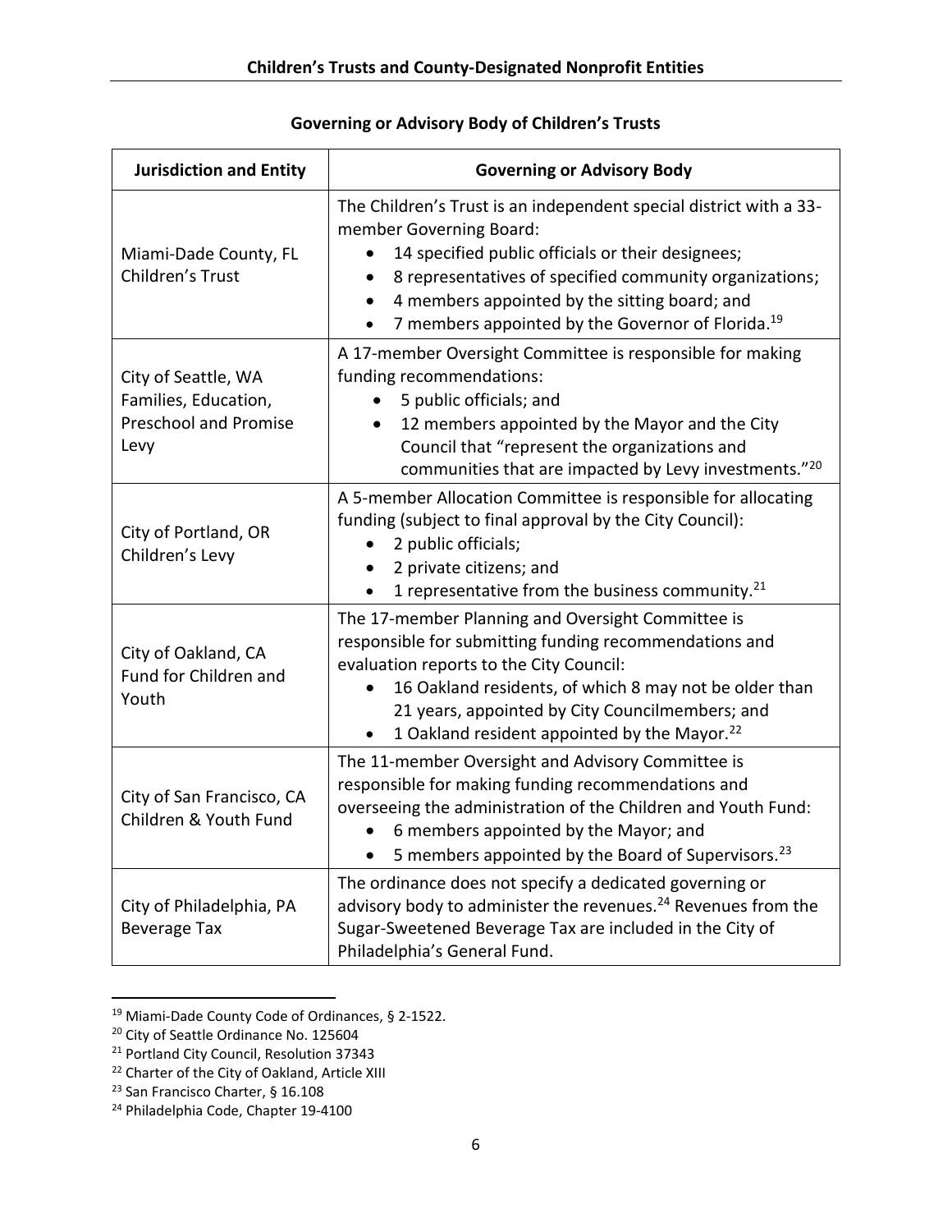**Governing or Advisory Body of Children's Trusts**

| Jurisdiction and Entity | Governing or Advisory Body |
|---|---|
| Miami-Dade County, FL Children's Trust | The Children's Trust is an independent special district with a 33-member Governing Board:<br>• 14 specified public officials or their designees;<br>• 8 representatives of specified community organizations;<br>• 4 members appointed by the sitting board; and<br>• 7 members appointed by the Governor of Florida.[19] |
| City of Seattle, WA Families, Education, Preschool and Promise Levy | A 17-member Oversight Committee is responsible for making funding recommendations:<br>• 5 public officials; and<br>• 12 members appointed by the Mayor and the City Council that "represent the organizations and communities that are impacted by Levy investments."[20] |
| City of Portland, OR Children's Levy | A 5-member Allocation Committee is responsible for allocating funding (subject to final approval by the City Council):<br>• 2 public officials;<br>• 2 private citizens; and<br>• 1 representative from the business community.[21] |
| City of Oakland, CA Fund for Children and Youth | The 17-member Planning and Oversight Committee is responsible for submitting funding recommendations and evaluation reports to the City Council:<br>• 16 Oakland residents, of which 8 may not be older than 21 years, appointed by City Councilmembers; and<br>• 1 Oakland resident appointed by the Mayor.[22] |
| City of San Francisco, CA Children & Youth Fund | The 11-member Oversight and Advisory Committee is responsible for making funding recommendations and overseeing the administration of the Children and Youth Fund:<br>• 6 members appointed by the Mayor; and<br>• 5 members appointed by the Board of Supervisors.[23] |
| City of Philadelphia, PA Beverage Tax | The ordinance does not specify a dedicated governing or advisory body to administer the revenues.[24] Revenues from the Sugar-Sweetened Beverage Tax are included in the City of Philadelphia's General Fund. |

[19] Miami-Dade County Code of Ordinances, § 2-1522.

[20] City of Seattle Ordinance No. 125604

[21] Portland City Council, Resolution 37343

[22] Charter of the City of Oakland, Article XIII

[23] San Francisco Charter, § 16.108

[24] Philadelphia Code, Chapter 19-4100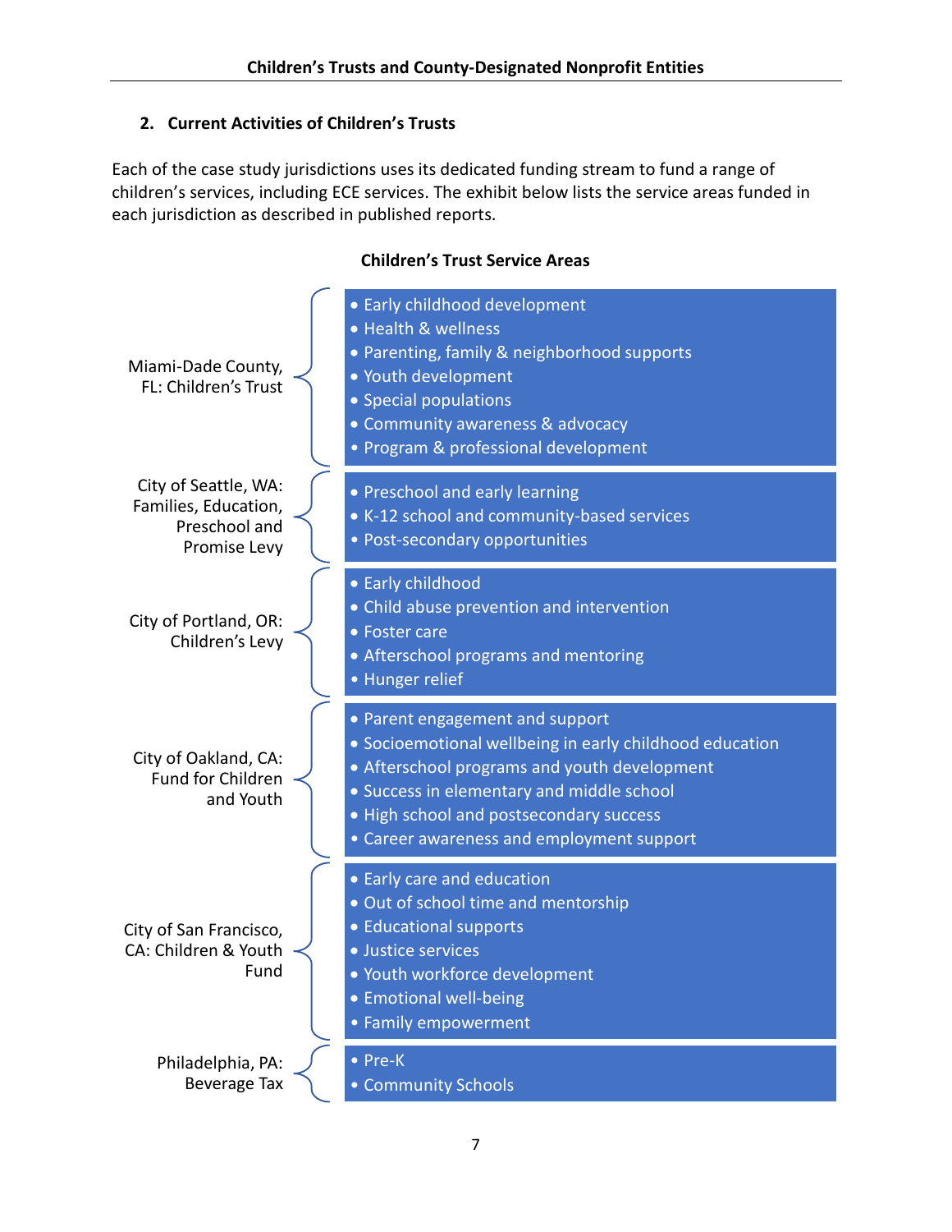## 2. Current Activities of Children's Trusts

Each of the case study jurisdictions uses its dedicated funding stream to fund a range of children's services, including ECE services. The exhibit below lists the service areas funded in each jurisdiction as described in published reports.

**Children's Trust Service Areas**

| Jurisdiction | Service Areas |
|---|---|
| Miami-Dade County, FL: Children's Trust | • Early childhood development<br>• Health & wellness<br>• Parenting, family & neighborhood supports<br>• Youth development<br>• Special populations<br>• Community awareness & advocacy<br>• Program & professional development |
| City of Seattle, WA: Families, Education, Preschool and Promise Levy | • Preschool and early learning<br>• K-12 school and community-based services<br>• Post-secondary opportunities |
| City of Portland, OR: Children's Levy | • Early childhood<br>• Child abuse prevention and intervention<br>• Foster care<br>• Afterschool programs and mentoring<br>• Hunger relief |
| City of Oakland, CA: Fund for Children and Youth | • Parent engagement and support<br>• Socioemotional wellbeing in early childhood education<br>• Afterschool programs and youth development<br>• Success in elementary and middle school<br>• High school and postsecondary success<br>• Career awareness and employment support |
| City of San Francisco, CA: Children & Youth Fund | • Early care and education<br>• Out of school time and mentorship<br>• Educational supports<br>• Justice services<br>• Youth workforce development<br>• Emotional well-being<br>• Family empowerment |
| Philadelphia, PA: Beverage Tax | • Pre-K<br>• Community Schools |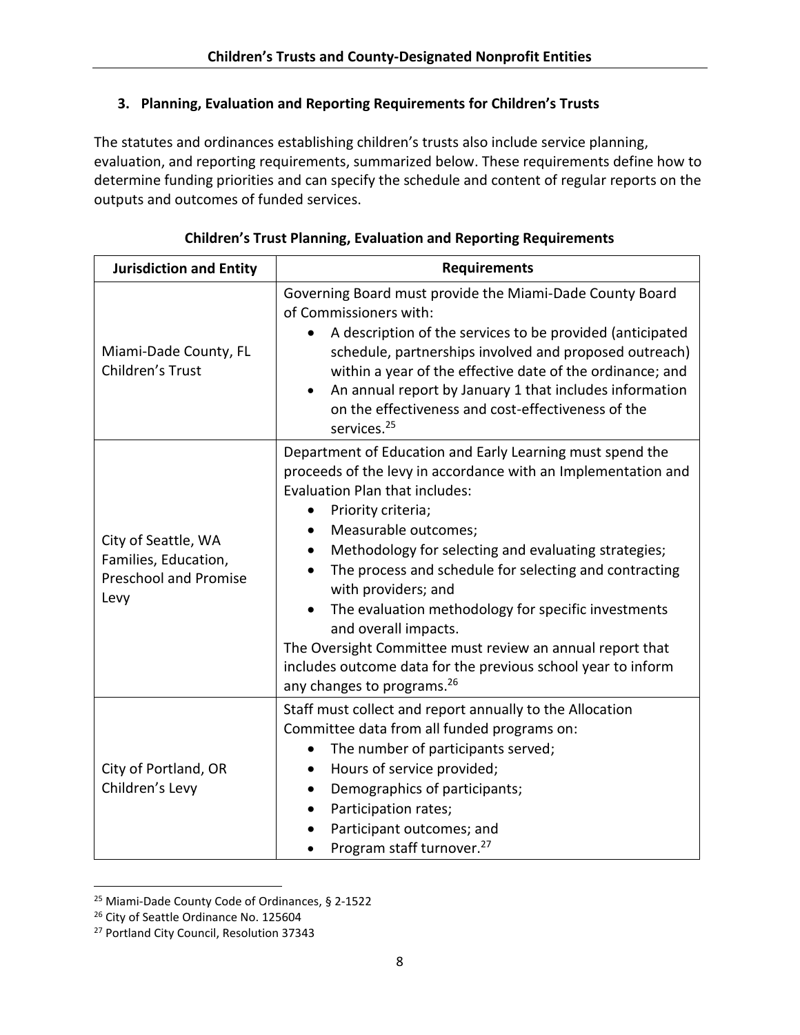### 3. Planning, Evaluation and Reporting Requirements for Children's Trusts

The statutes and ordinances establishing children's trusts also include service planning, evaluation, and reporting requirements, summarized below. These requirements define how to determine funding priorities and can specify the schedule and content of regular reports on the outputs and outcomes of funded services.

**Children's Trust Planning, Evaluation and Reporting Requirements**

| Jurisdiction and Entity | Requirements |
|---|---|
| Miami-Dade County, FL Children's Trust | Governing Board must provide the Miami-Dade County Board of Commissioners with:<br>• A description of the services to be provided (anticipated schedule, partnerships involved and proposed outreach) within a year of the effective date of the ordinance; and<br>• An annual report by January 1 that includes information on the effectiveness and cost-effectiveness of the services.[25] |
| City of Seattle, WA Families, Education, Preschool and Promise Levy | Department of Education and Early Learning must spend the proceeds of the levy in accordance with an Implementation and Evaluation Plan that includes:<br>• Priority criteria;<br>• Measurable outcomes;<br>• Methodology for selecting and evaluating strategies;<br>• The process and schedule for selecting and contracting with providers; and<br>• The evaluation methodology for specific investments and overall impacts.<br>The Oversight Committee must review an annual report that includes outcome data for the previous school year to inform any changes to programs.[26] |
| City of Portland, OR Children's Levy | Staff must collect and report annually to the Allocation Committee data from all funded programs on:<br>• The number of participants served;<br>• Hours of service provided;<br>• Demographics of participants;<br>• Participation rates;<br>• Participant outcomes; and<br>• Program staff turnover.[27] |

[25] Miami-Dade County Code of Ordinances, § 2-1522

[26] City of Seattle Ordinance No. 125604

[27] Portland City Council, Resolution 37343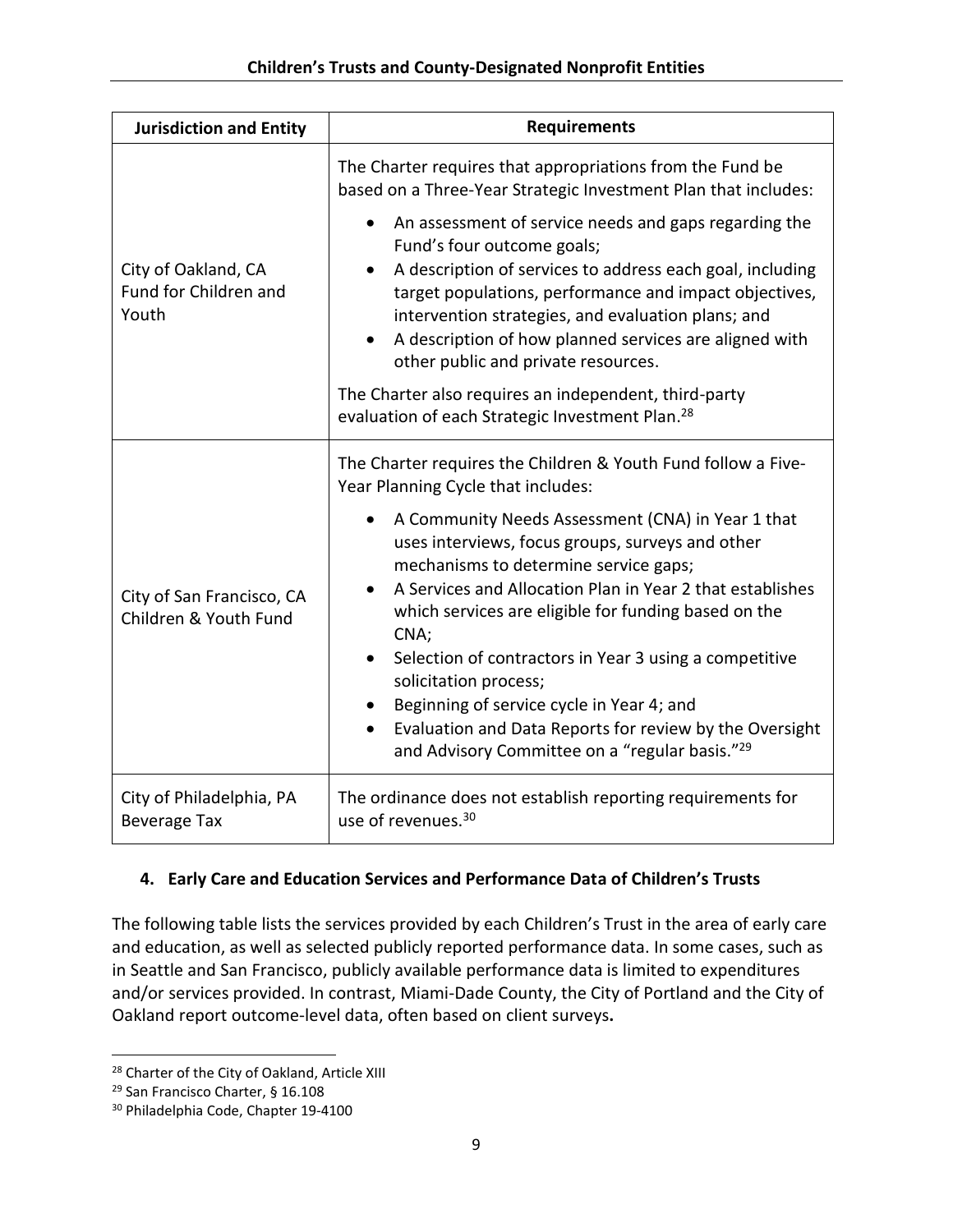| Jurisdiction and Entity | Requirements |
|---|---|
| City of Oakland, CA Fund for Children and Youth | The Charter requires that appropriations from the Fund be based on a Three-Year Strategic Investment Plan that includes:<br>• An assessment of service needs and gaps regarding the Fund's four outcome goals;<br>• A description of services to address each goal, including target populations, performance and impact objectives, intervention strategies, and evaluation plans; and<br>• A description of how planned services are aligned with other public and private resources.<br>The Charter also requires an independent, third-party evaluation of each Strategic Investment Plan.[28] |
| City of San Francisco, CA Children & Youth Fund | The Charter requires the Children & Youth Fund follow a Five-Year Planning Cycle that includes:<br>• A Community Needs Assessment (CNA) in Year 1 that uses interviews, focus groups, surveys and other mechanisms to determine service gaps;<br>• A Services and Allocation Plan in Year 2 that establishes which services are eligible for funding based on the CNA;<br>• Selection of contractors in Year 3 using a competitive solicitation process;<br>• Beginning of service cycle in Year 4; and<br>• Evaluation and Data Reports for review by the Oversight and Advisory Committee on a "regular basis."[29] |
| City of Philadelphia, PA Beverage Tax | The ordinance does not establish reporting requirements for use of revenues.[30] |

### 4. Early Care and Education Services and Performance Data of Children's Trusts

The following table lists the services provided by each Children's Trust in the area of early care and education, as well as selected publicly reported performance data. In some cases, such as in Seattle and San Francisco, publicly available performance data is limited to expenditures and/or services provided. In contrast, Miami-Dade County, the City of Portland and the City of Oakland report outcome-level data, often based on client surveys**.**

[28] Charter of the City of Oakland, Article XIII

[29] San Francisco Charter, § 16.108

[30] Philadelphia Code, Chapter 19-4100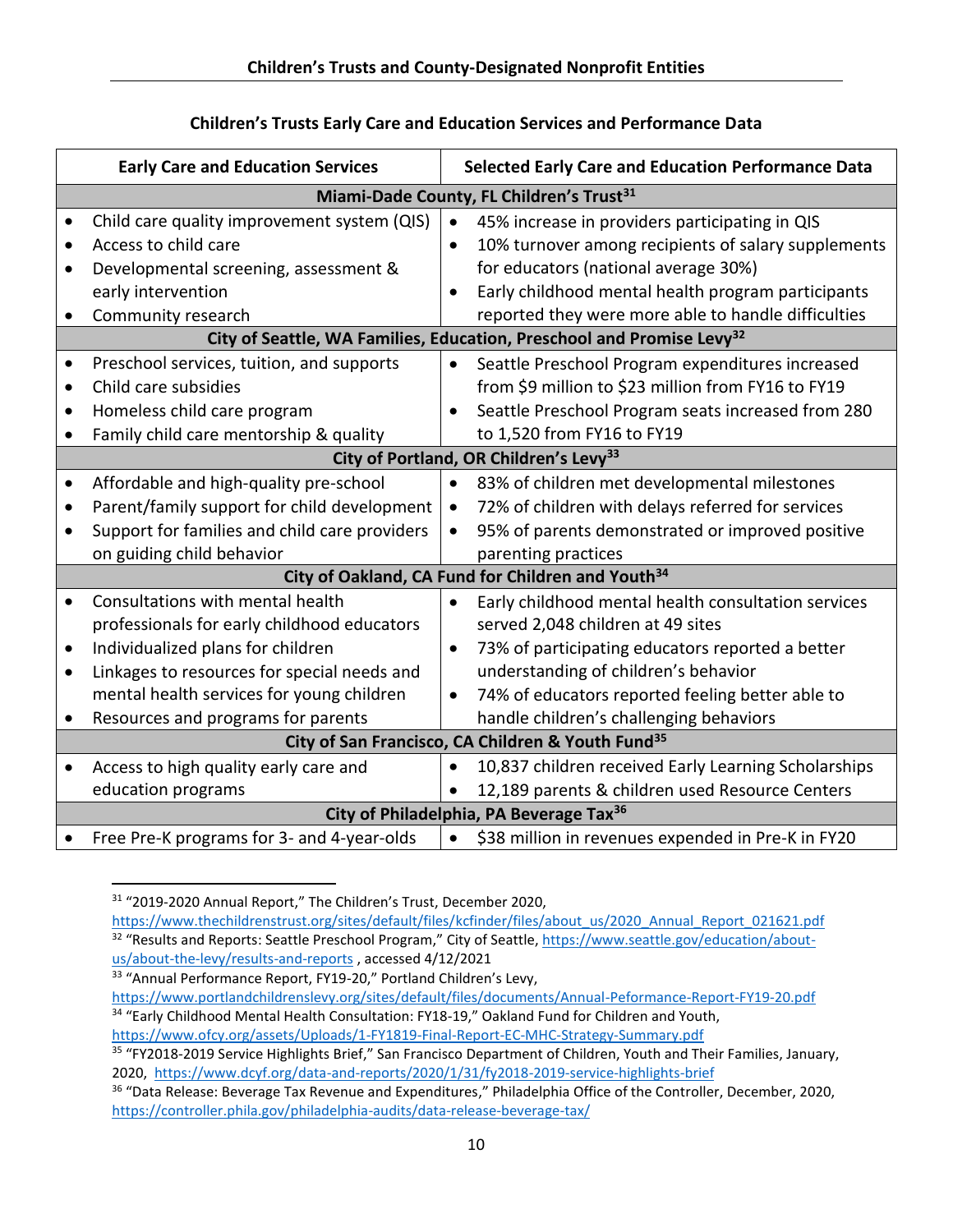**Children's Trusts Early Care and Education Services and Performance Data**

| Early Care and Education Services | Selected Early Care and Education Performance Data |
|---|---|
| **Miami-Dade County, FL Children's Trust[31]** | |
| • Child care quality improvement system (QIS)<br>• Access to child care<br>• Developmental screening, assessment & early intervention<br>• Community research | • 45% increase in providers participating in QIS<br>• 10% turnover among recipients of salary supplements for educators (national average 30%)<br>• Early childhood mental health program participants reported they were more able to handle difficulties |
| **City of Seattle, WA Families, Education, Preschool and Promise Levy[32]** | |
| • Preschool services, tuition, and supports<br>• Child care subsidies<br>• Homeless child care program<br>• Family child care mentorship & quality | • Seattle Preschool Program expenditures increased from $9 million to $23 million from FY16 to FY19<br>• Seattle Preschool Program seats increased from 280 to 1,520 from FY16 to FY19 |
| **City of Portland, OR Children's Levy[33]** | |
| • Affordable and high-quality pre-school<br>• Parent/family support for child development<br>• Support for families and child care providers on guiding child behavior | • 83% of children met developmental milestones<br>• 72% of children with delays referred for services<br>• 95% of parents demonstrated or improved positive parenting practices |
| **City of Oakland, CA Fund for Children and Youth[34]** | |
| • Consultations with mental health professionals for early childhood educators<br>• Individualized plans for children<br>• Linkages to resources for special needs and mental health services for young children<br>• Resources and programs for parents | • Early childhood mental health consultation services served 2,048 children at 49 sites<br>• 73% of participating educators reported a better understanding of children's behavior<br>• 74% of educators reported feeling better able to handle children's challenging behaviors |
| **City of San Francisco, CA Children & Youth Fund[35]** | |
| • Access to high quality early care and education programs | • 10,837 children received Early Learning Scholarships<br>• 12,189 parents & children used Resource Centers |
| **City of Philadelphia, PA Beverage Tax[36]** | |
| • Free Pre-K programs for 3- and 4-year-olds | • $38 million in revenues expended in Pre-K in FY20 |

[31] "2019-2020 Annual Report," The Children's Trust, December 2020, https://www.thechildrenstrust.org/sites/default/files/kcfinder/files/about_us/2020_Annual_Report_021621.pdf

[32] "Results and Reports: Seattle Preschool Program," City of Seattle, https://www.seattle.gov/education/about-us/about-the-levy/results-and-reports , accessed 4/12/2021

[33] "Annual Performance Report, FY19-20," Portland Children's Levy, https://www.portlandchildrenslevy.org/sites/default/files/documents/Annual-Peformance-Report-FY19-20.pdf

[34] "Early Childhood Mental Health Consultation: FY18-19," Oakland Fund for Children and Youth, https://www.ofcy.org/assets/Uploads/1-FY1819-Final-Report-EC-MHC-Strategy-Summary.pdf

[35] "FY2018-2019 Service Highlights Brief," San Francisco Department of Children, Youth and Their Families, January, 2020, https://www.dcyf.org/data-and-reports/2020/1/31/fy2018-2019-service-highlights-brief

[36] "Data Release: Beverage Tax Revenue and Expenditures," Philadelphia Office of the Controller, December, 2020, https://controller.phila.gov/philadelphia-audits/data-release-beverage-tax/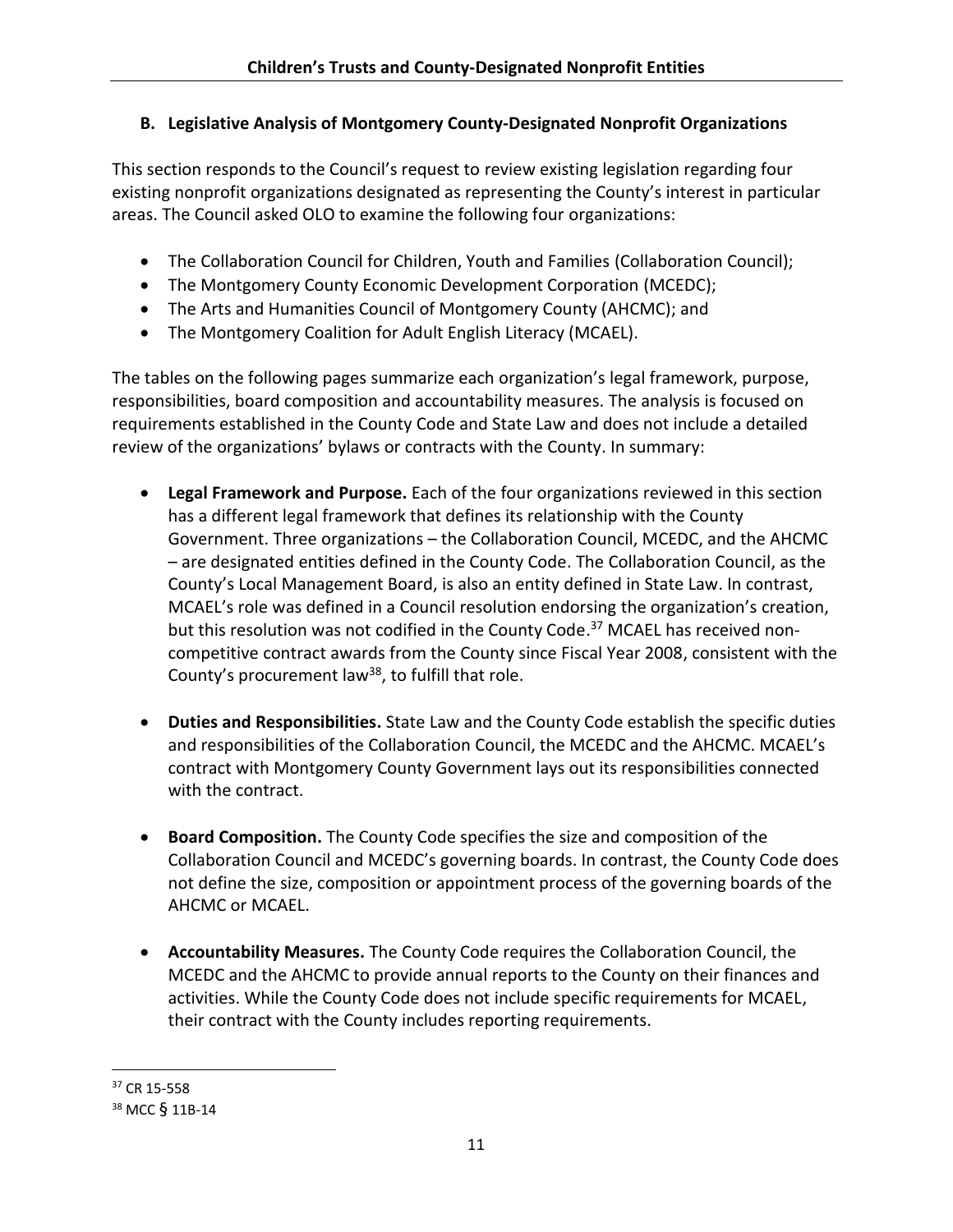## B. Legislative Analysis of Montgomery County-Designated Nonprofit Organizations

This section responds to the Council's request to review existing legislation regarding four existing nonprofit organizations designated as representing the County's interest in particular areas. The Council asked OLO to examine the following four organizations:

- The Collaboration Council for Children, Youth and Families (Collaboration Council);
- The Montgomery County Economic Development Corporation (MCEDC);
- The Arts and Humanities Council of Montgomery County (AHCMC); and
- The Montgomery Coalition for Adult English Literacy (MCAEL).

The tables on the following pages summarize each organization's legal framework, purpose, responsibilities, board composition and accountability measures. The analysis is focused on requirements established in the County Code and State Law and does not include a detailed review of the organizations' bylaws or contracts with the County. In summary:

- **Legal Framework and Purpose.** Each of the four organizations reviewed in this section has a different legal framework that defines its relationship with the County Government. Three organizations – the Collaboration Council, MCEDC, and the AHCMC – are designated entities defined in the County Code. The Collaboration Council, as the County's Local Management Board, is also an entity defined in State Law. In contrast, MCAEL's role was defined in a Council resolution endorsing the organization's creation, but this resolution was not codified in the County Code.[37] MCAEL has received non-competitive contract awards from the County since Fiscal Year 2008, consistent with the County's procurement law[38], to fulfill that role.

- **Duties and Responsibilities.** State Law and the County Code establish the specific duties and responsibilities of the Collaboration Council, the MCEDC and the AHCMC. MCAEL's contract with Montgomery County Government lays out its responsibilities connected with the contract.

- **Board Composition.** The County Code specifies the size and composition of the Collaboration Council and MCEDC's governing boards. In contrast, the County Code does not define the size, composition or appointment process of the governing boards of the AHCMC or MCAEL.

- **Accountability Measures.** The County Code requires the Collaboration Council, the MCEDC and the AHCMC to provide annual reports to the County on their finances and activities. While the County Code does not include specific requirements for MCAEL, their contract with the County includes reporting requirements.

---

[37] CR 15-558

[38] MCC § 11B-14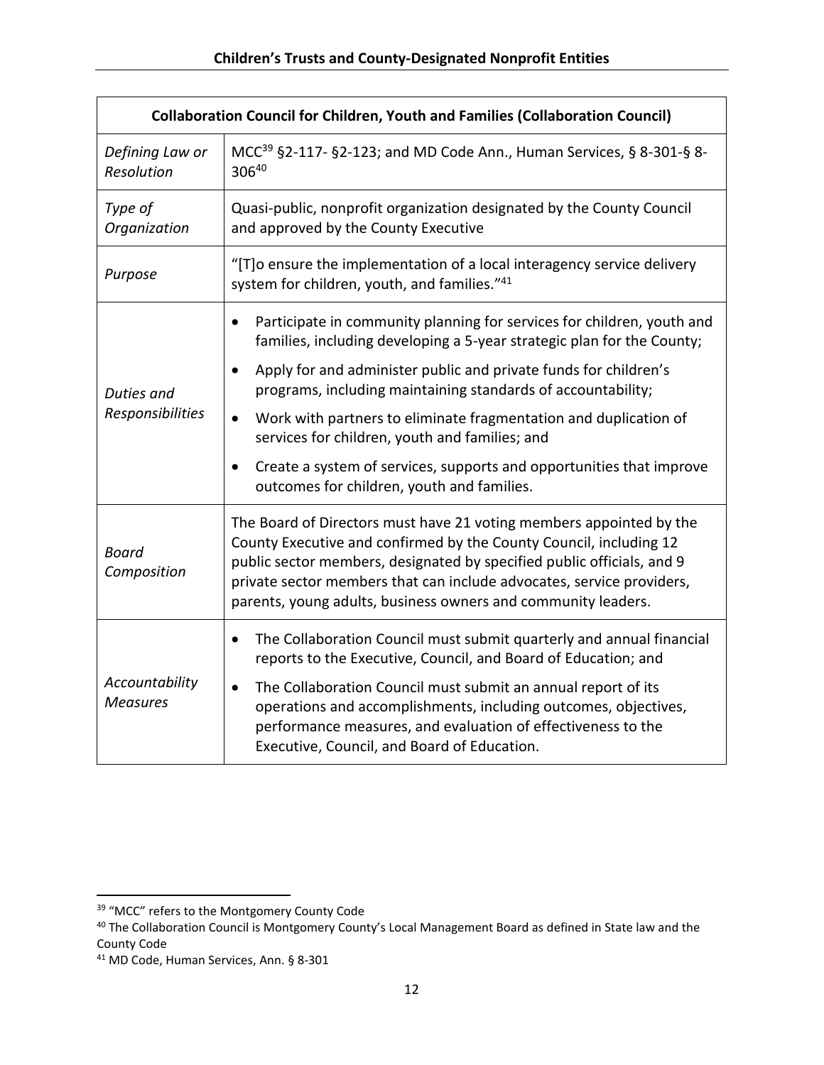| Collaboration Council for Children, Youth and Families (Collaboration Council) | |
|---|---|
| *Defining Law or Resolution* | MCC[39] §2-117- §2-123; and MD Code Ann., Human Services, § 8-301-§ 8-306[40] |
| *Type of Organization* | Quasi-public, nonprofit organization designated by the County Council and approved by the County Executive |
| *Purpose* | "[T]o ensure the implementation of a local interagency service delivery system for children, youth, and families."[41] |
| *Duties and Responsibilities* | • Participate in community planning for services for children, youth and families, including developing a 5-year strategic plan for the County;<br>• Apply for and administer public and private funds for children's programs, including maintaining standards of accountability;<br>• Work with partners to eliminate fragmentation and duplication of services for children, youth and families; and<br>• Create a system of services, supports and opportunities that improve outcomes for children, youth and families. |
| *Board Composition* | The Board of Directors must have 21 voting members appointed by the County Executive and confirmed by the County Council, including 12 public sector members, designated by specified public officials, and 9 private sector members that can include advocates, service providers, parents, young adults, business owners and community leaders. |
| *Accountability Measures* | • The Collaboration Council must submit quarterly and annual financial reports to the Executive, Council, and Board of Education; and<br>• The Collaboration Council must submit an annual report of its operations and accomplishments, including outcomes, objectives, performance measures, and evaluation of effectiveness to the Executive, Council, and Board of Education. |

[39] "MCC" refers to the Montgomery County Code

[40] The Collaboration Council is Montgomery County's Local Management Board as defined in State law and the County Code

[41] MD Code, Human Services, Ann. § 8-301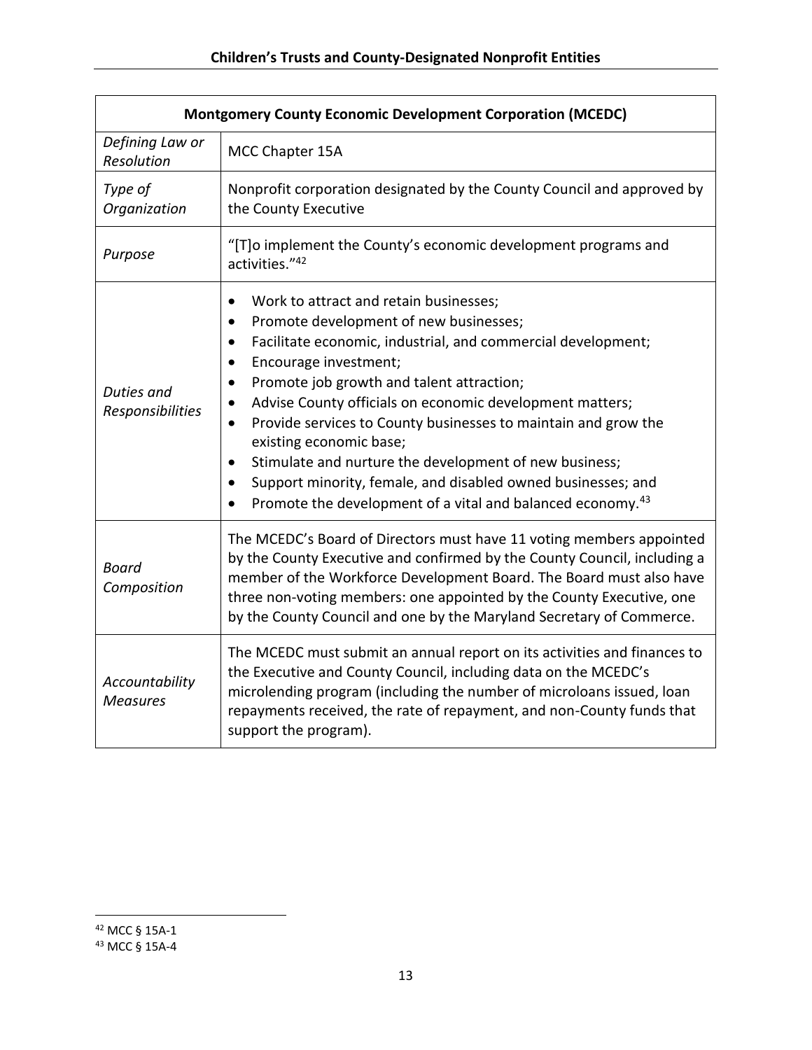| Montgomery County Economic Development Corporation (MCEDC) | |
|---|---|
| *Defining Law or Resolution* | MCC Chapter 15A |
| *Type of Organization* | Nonprofit corporation designated by the County Council and approved by the County Executive |
| *Purpose* | "[T]o implement the County's economic development programs and activities."[42] |
| *Duties and Responsibilities* | • Work to attract and retain businesses;<br>• Promote development of new businesses;<br>• Facilitate economic, industrial, and commercial development;<br>• Encourage investment;<br>• Promote job growth and talent attraction;<br>• Advise County officials on economic development matters;<br>• Provide services to County businesses to maintain and grow the existing economic base;<br>• Stimulate and nurture the development of new business;<br>• Support minority, female, and disabled owned businesses; and<br>• Promote the development of a vital and balanced economy.[43] |
| *Board Composition* | The MCEDC's Board of Directors must have 11 voting members appointed by the County Executive and confirmed by the County Council, including a member of the Workforce Development Board. The Board must also have three non-voting members: one appointed by the County Executive, one by the County Council and one by the Maryland Secretary of Commerce. |
| *Accountability Measures* | The MCEDC must submit an annual report on its activities and finances to the Executive and County Council, including data on the MCEDC's microlending program (including the number of microloans issued, loan repayments received, the rate of repayment, and non-County funds that support the program). |

[42] MCC § 15A-1

[43] MCC § 15A-4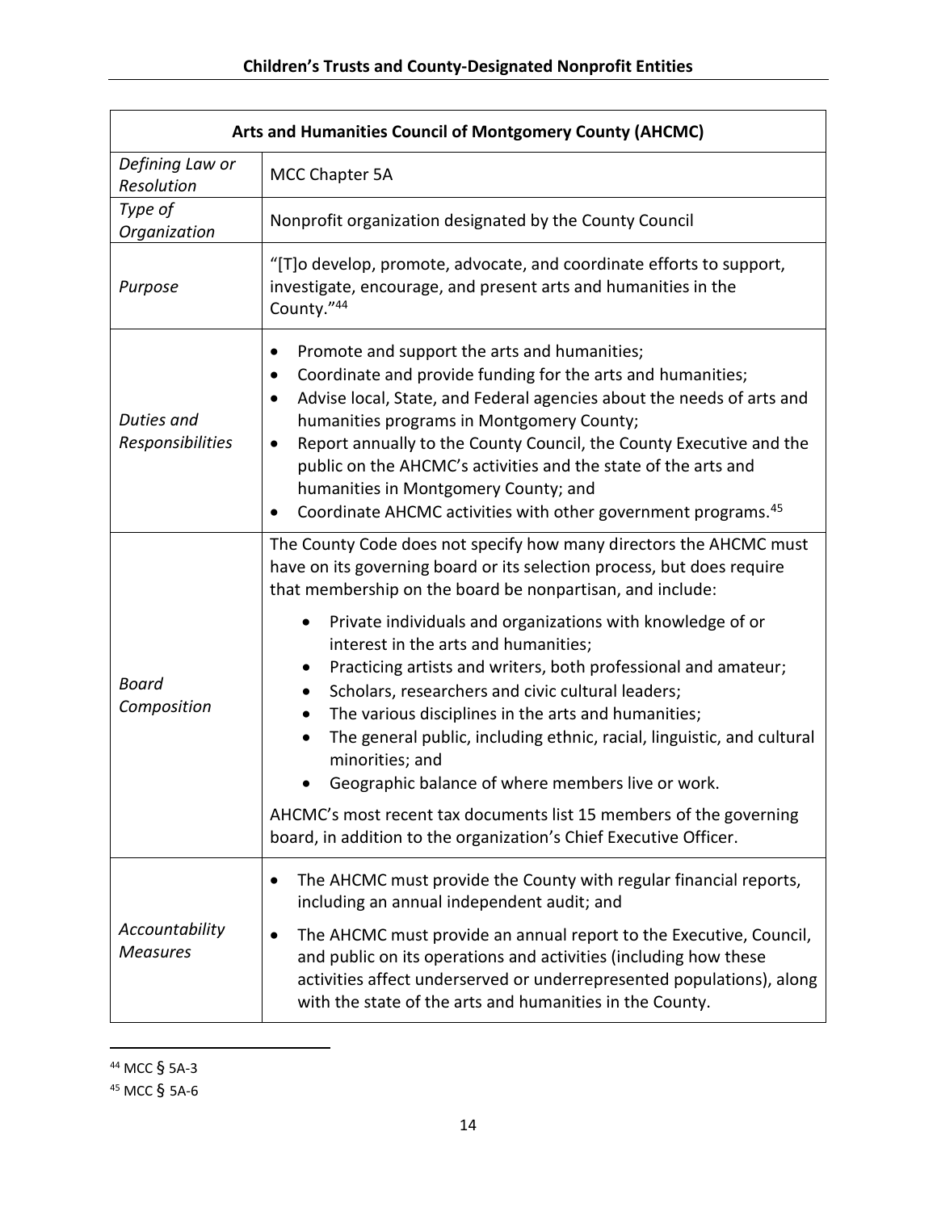| Arts and Humanities Council of Montgomery County (AHCMC) | |
|---|---|
| *Defining Law or Resolution* | MCC Chapter 5A |
| *Type of Organization* | Nonprofit organization designated by the County Council |
| *Purpose* | "[T]o develop, promote, advocate, and coordinate efforts to support, investigate, encourage, and present arts and humanities in the County."[44] |
| *Duties and Responsibilities* | • Promote and support the arts and humanities;<br>• Coordinate and provide funding for the arts and humanities;<br>• Advise local, State, and Federal agencies about the needs of arts and humanities programs in Montgomery County;<br>• Report annually to the County Council, the County Executive and the public on the AHCMC's activities and the state of the arts and humanities in Montgomery County; and<br>• Coordinate AHCMC activities with other government programs.[45] |
| *Board Composition* | The County Code does not specify how many directors the AHCMC must have on its governing board or its selection process, but does require that membership on the board be nonpartisan, and include:<br>• Private individuals and organizations with knowledge of or interest in the arts and humanities;<br>• Practicing artists and writers, both professional and amateur;<br>• Scholars, researchers and civic cultural leaders;<br>• The various disciplines in the arts and humanities;<br>• The general public, including ethnic, racial, linguistic, and cultural minorities; and<br>• Geographic balance of where members live or work.<br><br>AHCMC's most recent tax documents list 15 members of the governing board, in addition to the organization's Chief Executive Officer. |
| *Accountability Measures* | • The AHCMC must provide the County with regular financial reports, including an annual independent audit; and<br>• The AHCMC must provide an annual report to the Executive, Council, and public on its operations and activities (including how these activities affect underserved or underrepresented populations), along with the state of the arts and humanities in the County. |

[44] MCC § 5A-3

[45] MCC § 5A-6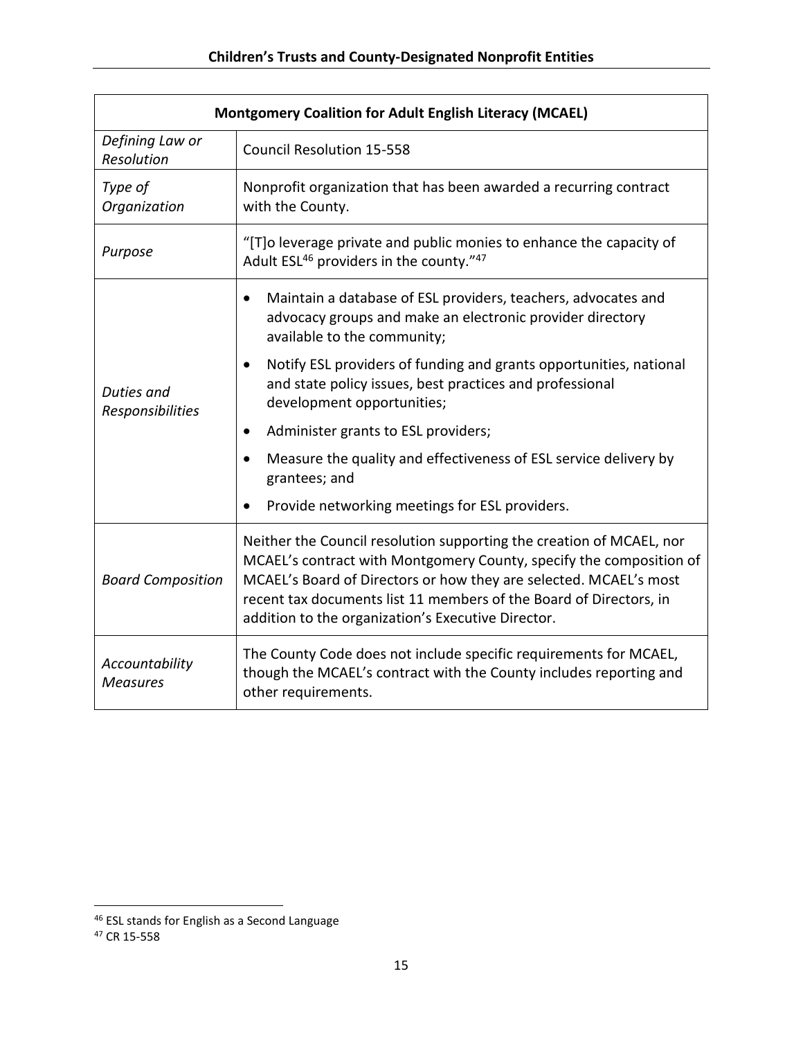| Montgomery Coalition for Adult English Literacy (MCAEL) | |
|---|---|
| *Defining Law or Resolution* | Council Resolution 15-558 |
| *Type of Organization* | Nonprofit organization that has been awarded a recurring contract with the County. |
| *Purpose* | "[T]o leverage private and public monies to enhance the capacity of Adult ESL[46] providers in the county."[47] |
| *Duties and Responsibilities* | • Maintain a database of ESL providers, teachers, advocates and advocacy groups and make an electronic provider directory available to the community;<br>• Notify ESL providers of funding and grants opportunities, national and state policy issues, best practices and professional development opportunities;<br>• Administer grants to ESL providers;<br>• Measure the quality and effectiveness of ESL service delivery by grantees; and<br>• Provide networking meetings for ESL providers. |
| *Board Composition* | Neither the Council resolution supporting the creation of MCAEL, nor MCAEL's contract with Montgomery County, specify the composition of MCAEL's Board of Directors or how they are selected. MCAEL's most recent tax documents list 11 members of the Board of Directors, in addition to the organization's Executive Director. |
| *Accountability Measures* | The County Code does not include specific requirements for MCAEL, though the MCAEL's contract with the County includes reporting and other requirements. |

[46] ESL stands for English as a Second Language

[47] CR 15-558